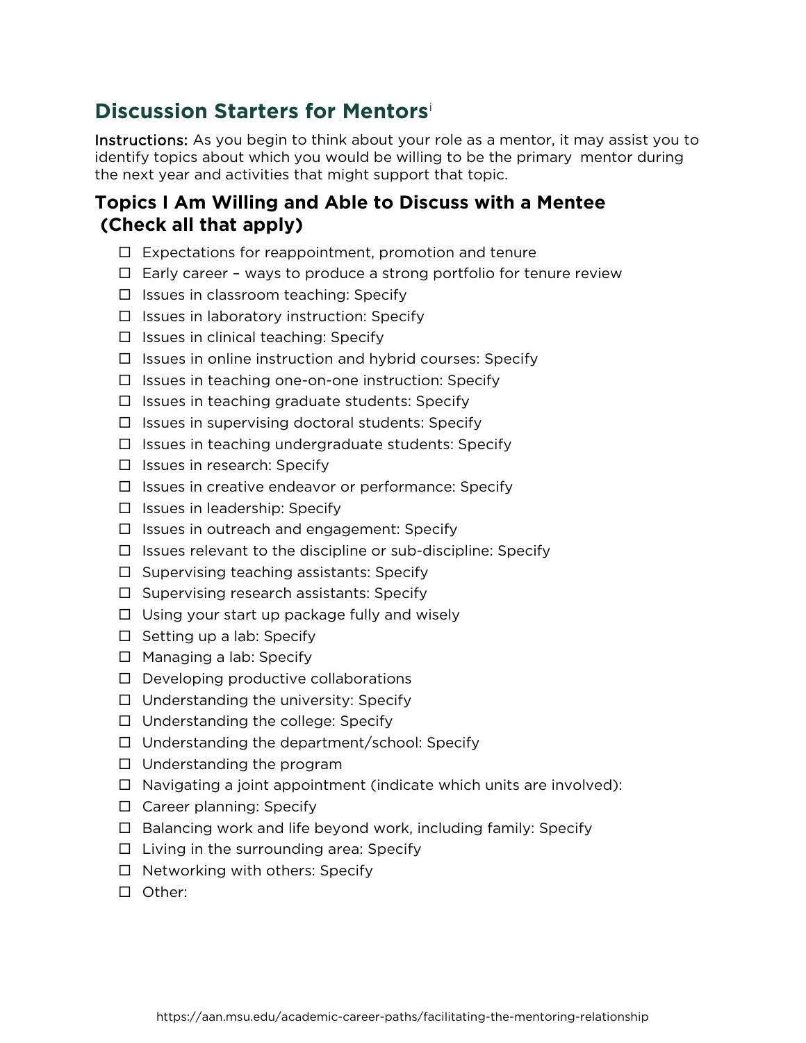# Discussion Starters for Mentors[i]

**Instructions:** As you begin to think about your role as a mentor, it may assist you to identify topics about which you would be willing to be the primary mentor during the next year and activities that might support that topic.

## Topics I Am Willing and Able to Discuss with a Mentee (Check all that apply)

- ☐ Expectations for reappointment, promotion and tenure
- ☐ Early career – ways to produce a strong portfolio for tenure review
- ☐ Issues in classroom teaching: Specify
- ☐ Issues in laboratory instruction: Specify
- ☐ Issues in clinical teaching: Specify
- ☐ Issues in online instruction and hybrid courses: Specify
- ☐ Issues in teaching one-on-one instruction: Specify
- ☐ Issues in teaching graduate students: Specify
- ☐ Issues in supervising doctoral students: Specify
- ☐ Issues in teaching undergraduate students: Specify
- ☐ Issues in research: Specify
- ☐ Issues in creative endeavor or performance: Specify
- ☐ Issues in leadership: Specify
- ☐ Issues in outreach and engagement: Specify
- ☐ Issues relevant to the discipline or sub-discipline: Specify
- ☐ Supervising teaching assistants: Specify
- ☐ Supervising research assistants: Specify
- ☐ Using your start up package fully and wisely
- ☐ Setting up a lab: Specify
- ☐ Managing a lab: Specify
- ☐ Developing productive collaborations
- ☐ Understanding the university: Specify
- ☐ Understanding the college: Specify
- ☐ Understanding the department/school: Specify
- ☐ Understanding the program
- ☐ Navigating a joint appointment (indicate which units are involved):
- ☐ Career planning: Specify
- ☐ Balancing work and life beyond work, including family: Specify
- ☐ Living in the surrounding area: Specify
- ☐ Networking with others: Specify
- ☐ Other:

https://aan.msu.edu/academic-career-paths/facilitating-the-mentoring-relationship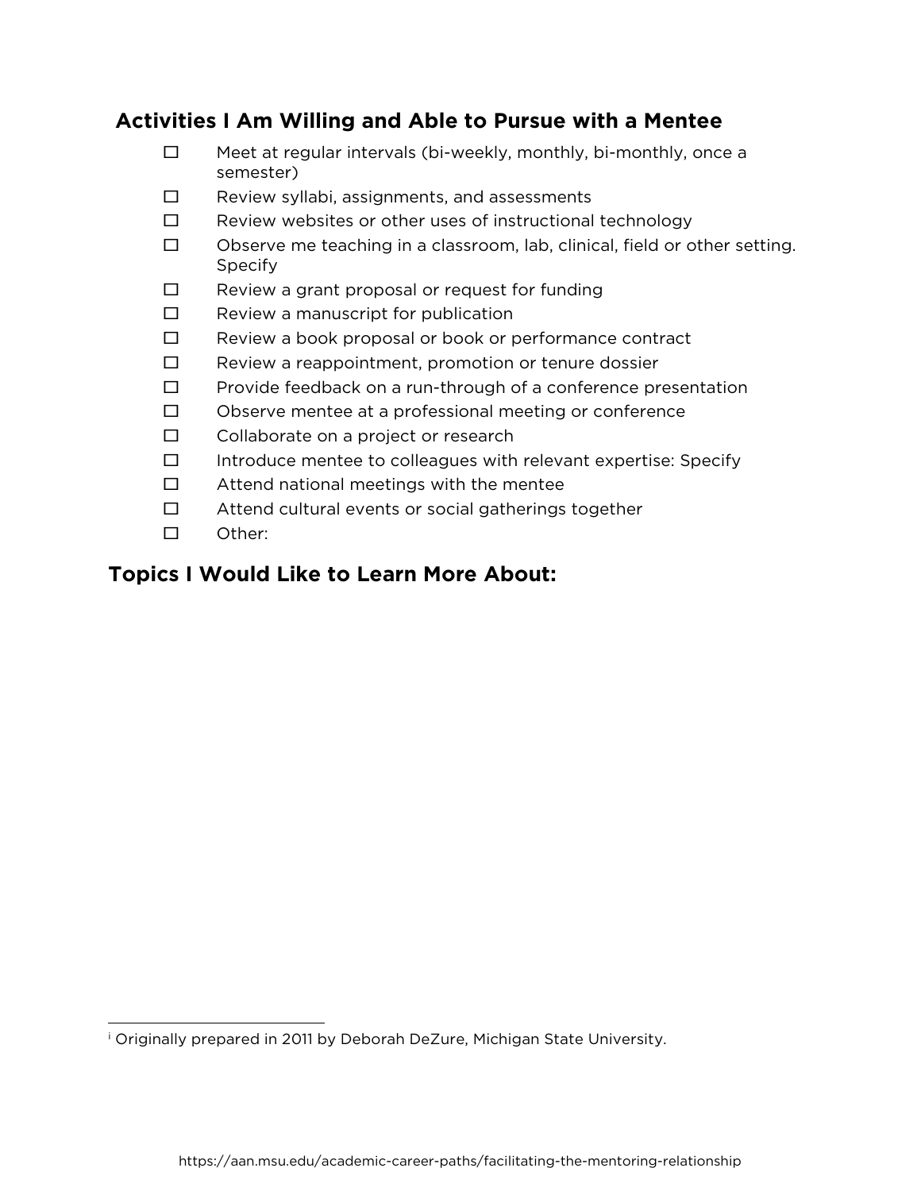## Activities I Am Willing and Able to Pursue with a Mentee

- ☐ Meet at regular intervals (bi-weekly, monthly, bi-monthly, once a semester)
- ☐ Review syllabi, assignments, and assessments
- ☐ Review websites or other uses of instructional technology
- ☐ Observe me teaching in a classroom, lab, clinical, field or other setting. Specify
- ☐ Review a grant proposal or request for funding
- ☐ Review a manuscript for publication
- ☐ Review a book proposal or book or performance contract
- ☐ Review a reappointment, promotion or tenure dossier
- ☐ Provide feedback on a run-through of a conference presentation
- ☐ Observe mentee at a professional meeting or conference
- ☐ Collaborate on a project or research
- ☐ Introduce mentee to colleagues with relevant expertise: Specify
- ☐ Attend national meetings with the mentee
- ☐ Attend cultural events or social gatherings together
- ☐ Other:

## Topics I Would Like to Learn More About:

---

[i] Originally prepared in 2011 by Deborah DeZure, Michigan State University.

https://aan.msu.edu/academic-career-paths/facilitating-the-mentoring-relationship